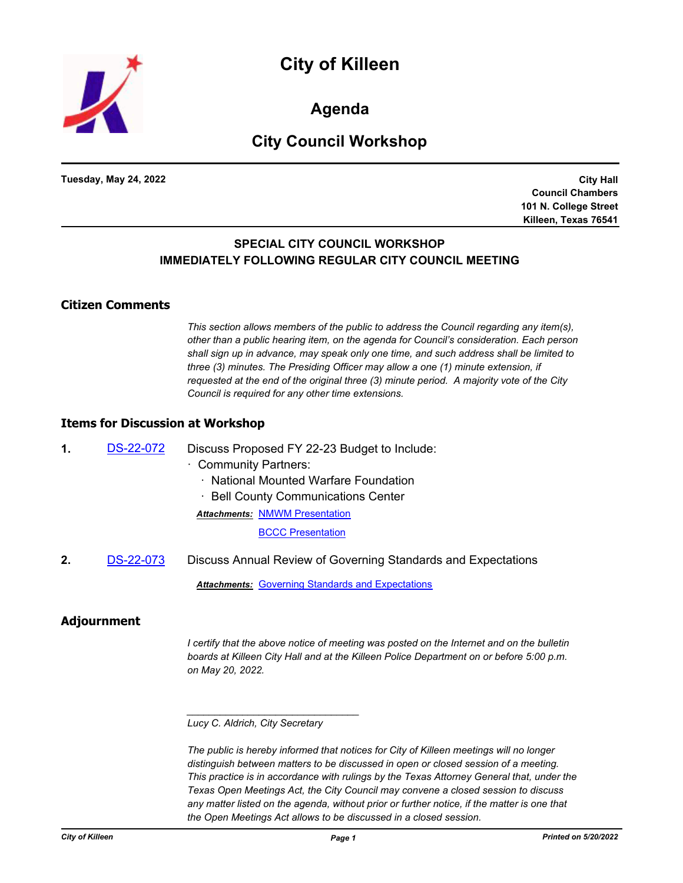# City of Killeen

## Agenda

## City Council Workshop

**Tuesday, May 24, 2022**

**City Hall**
**Council Chambers**
**101 N. College Street**
**Killeen, Texas 76541**

**SPECIAL CITY COUNCIL WORKSHOP**
**IMMEDIATELY FOLLOWING REGULAR CITY COUNCIL MEETING**

### Citizen Comments

*This section allows members of the public to address the Council regarding any item(s), other than a public hearing item, on the agenda for Council's consideration. Each person shall sign up in advance, may speak only one time, and such address shall be limited to three (3) minutes. The Presiding Officer may allow a one (1) minute extension, if requested at the end of the original three (3) minute period. A majority vote of the City Council is required for any other time extensions.*

### Items for Discussion at Workshop

**1.** DS-22-072 Discuss Proposed FY 22-23 Budget to Include:

- Community Partners:
  - National Mounted Warfare Foundation
  - Bell County Communications Center

***Attachments:*** NMWM Presentation

BCCC Presentation

**2.** DS-22-073 Discuss Annual Review of Governing Standards and Expectations

***Attachments:*** Governing Standards and Expectations

### Adjournment

*I certify that the above notice of meeting was posted on the Internet and on the bulletin boards at Killeen City Hall and at the Killeen Police Department on or before 5:00 p.m. on May 20, 2022.*

_______________________________

*Lucy C. Aldrich, City Secretary*

*The public is hereby informed that notices for City of Killeen meetings will no longer distinguish between matters to be discussed in open or closed session of a meeting. This practice is in accordance with rulings by the Texas Attorney General that, under the Texas Open Meetings Act, the City Council may convene a closed session to discuss any matter listed on the agenda, without prior or further notice, if the matter is one that the Open Meetings Act allows to be discussed in a closed session.*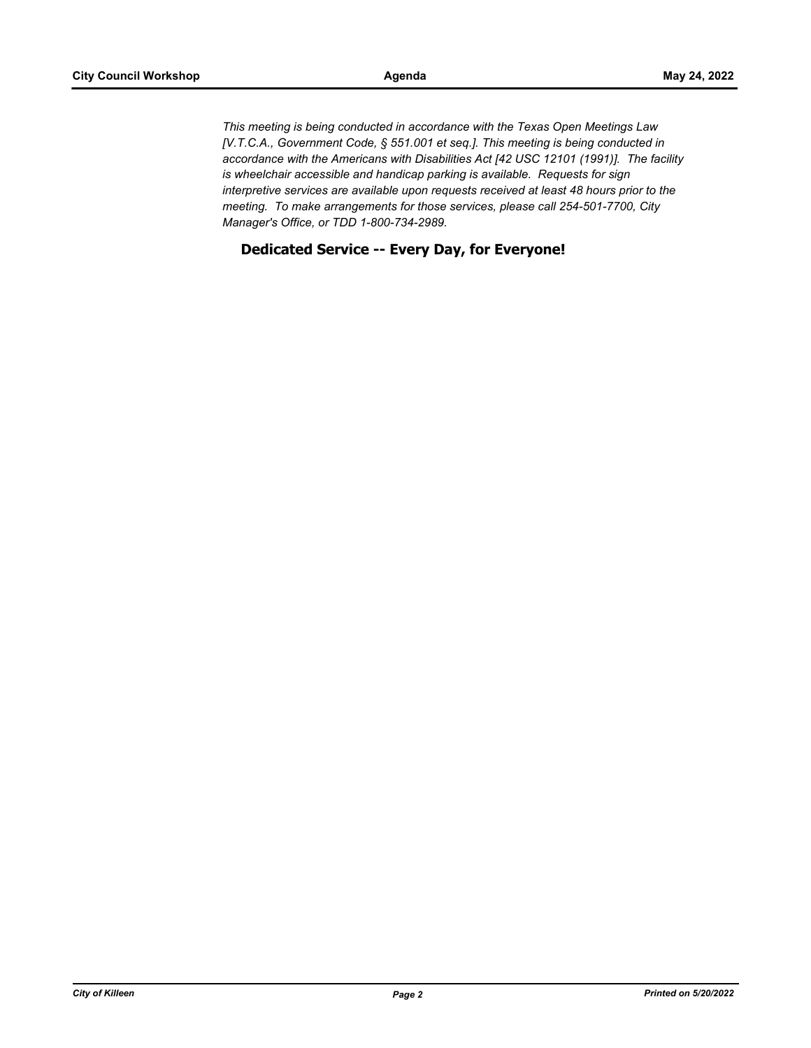*This meeting is being conducted in accordance with the Texas Open Meetings Law [V.T.C.A., Government Code, § 551.001 et seq.]. This meeting is being conducted in accordance with the Americans with Disabilities Act [42 USC 12101 (1991)]. The facility is wheelchair accessible and handicap parking is available. Requests for sign interpretive services are available upon requests received at least 48 hours prior to the meeting. To make arrangements for those services, please call 254-501-7700, City Manager's Office, or TDD 1-800-734-2989.*

**Dedicated Service -- Every Day, for Everyone!**